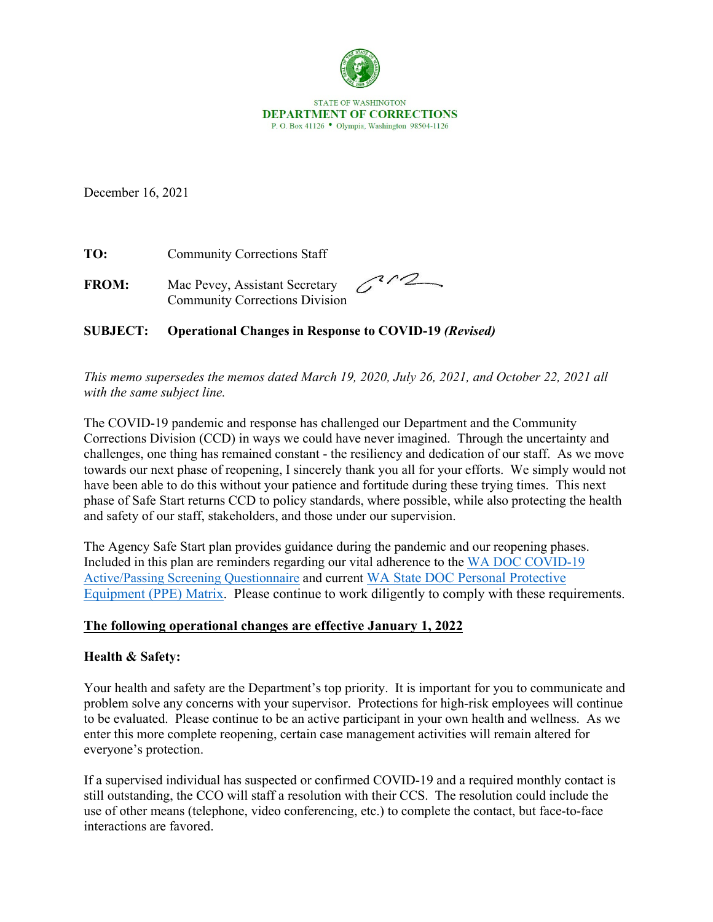STATE OF WASHINGTON
**DEPARTMENT OF CORRECTIONS**
P. O. Box 41126 • Olympia, Washington 98504-1126

December 16, 2021

**TO:** Community Corrections Staff

**FROM:** Mac Pevey, Assistant Secretary
Community Corrections Division

**SUBJECT: Operational Changes in Response to COVID-19 *(Revised)***

*This memo supersedes the memos dated March 19, 2020, July 26, 2021, and October 22, 2021 all with the same subject line.*

The COVID-19 pandemic and response has challenged our Department and the Community Corrections Division (CCD) in ways we could have never imagined. Through the uncertainty and challenges, one thing has remained constant - the resiliency and dedication of our staff. As we move towards our next phase of reopening, I sincerely thank you all for your efforts. We simply would not have been able to do this without your patience and fortitude during these trying times. This next phase of Safe Start returns CCD to policy standards, where possible, while also protecting the health and safety of our staff, stakeholders, and those under our supervision.

The Agency Safe Start plan provides guidance during the pandemic and our reopening phases. Included in this plan are reminders regarding our vital adherence to the WA DOC COVID-19 Active/Passing Screening Questionnaire and current WA State DOC Personal Protective Equipment (PPE) Matrix. Please continue to work diligently to comply with these requirements.

**The following operational changes are effective January 1, 2022**

**Health & Safety:**

Your health and safety are the Department's top priority. It is important for you to communicate and problem solve any concerns with your supervisor. Protections for high-risk employees will continue to be evaluated. Please continue to be an active participant in your own health and wellness. As we enter this more complete reopening, certain case management activities will remain altered for everyone's protection.

If a supervised individual has suspected or confirmed COVID-19 and a required monthly contact is still outstanding, the CCO will staff a resolution with their CCS. The resolution could include the use of other means (telephone, video conferencing, etc.) to complete the contact, but face-to-face interactions are favored.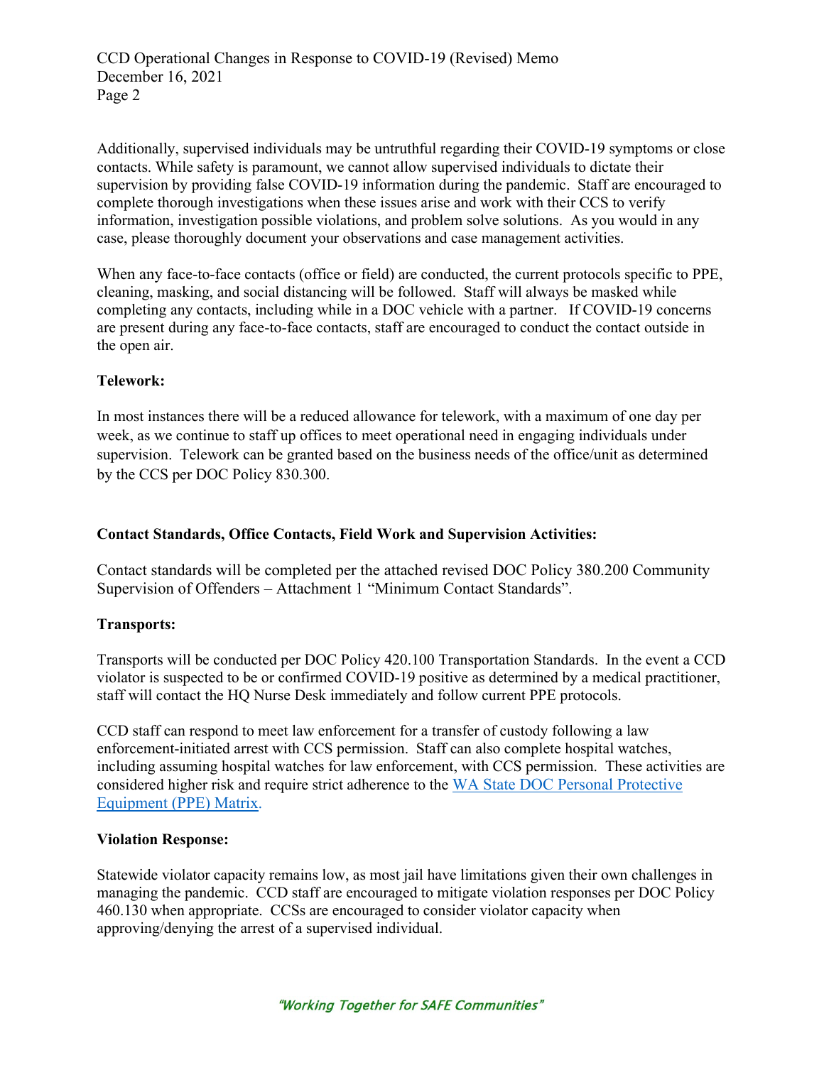Additionally, supervised individuals may be untruthful regarding their COVID-19 symptoms or close contacts. While safety is paramount, we cannot allow supervised individuals to dictate their supervision by providing false COVID-19 information during the pandemic. Staff are encouraged to complete thorough investigations when these issues arise and work with their CCS to verify information, investigation possible violations, and problem solve solutions. As you would in any case, please thoroughly document your observations and case management activities.

When any face-to-face contacts (office or field) are conducted, the current protocols specific to PPE, cleaning, masking, and social distancing will be followed. Staff will always be masked while completing any contacts, including while in a DOC vehicle with a partner. If COVID-19 concerns are present during any face-to-face contacts, staff are encouraged to conduct the contact outside in the open air.

**Telework:**

In most instances there will be a reduced allowance for telework, with a maximum of one day per week, as we continue to staff up offices to meet operational need in engaging individuals under supervision. Telework can be granted based on the business needs of the office/unit as determined by the CCS per DOC Policy 830.300.

**Contact Standards, Office Contacts, Field Work and Supervision Activities:**

Contact standards will be completed per the attached revised DOC Policy 380.200 Community Supervision of Offenders – Attachment 1 "Minimum Contact Standards".

**Transports:**

Transports will be conducted per DOC Policy 420.100 Transportation Standards. In the event a CCD violator is suspected to be or confirmed COVID-19 positive as determined by a medical practitioner, staff will contact the HQ Nurse Desk immediately and follow current PPE protocols.

CCD staff can respond to meet law enforcement for a transfer of custody following a law enforcement-initiated arrest with CCS permission. Staff can also complete hospital watches, including assuming hospital watches for law enforcement, with CCS permission. These activities are considered higher risk and require strict adherence to the WA State DOC Personal Protective Equipment (PPE) Matrix.

**Violation Response:**

Statewide violator capacity remains low, as most jail have limitations given their own challenges in managing the pandemic. CCD staff are encouraged to mitigate violation responses per DOC Policy 460.130 when appropriate. CCSs are encouraged to consider violator capacity when approving/denying the arrest of a supervised individual.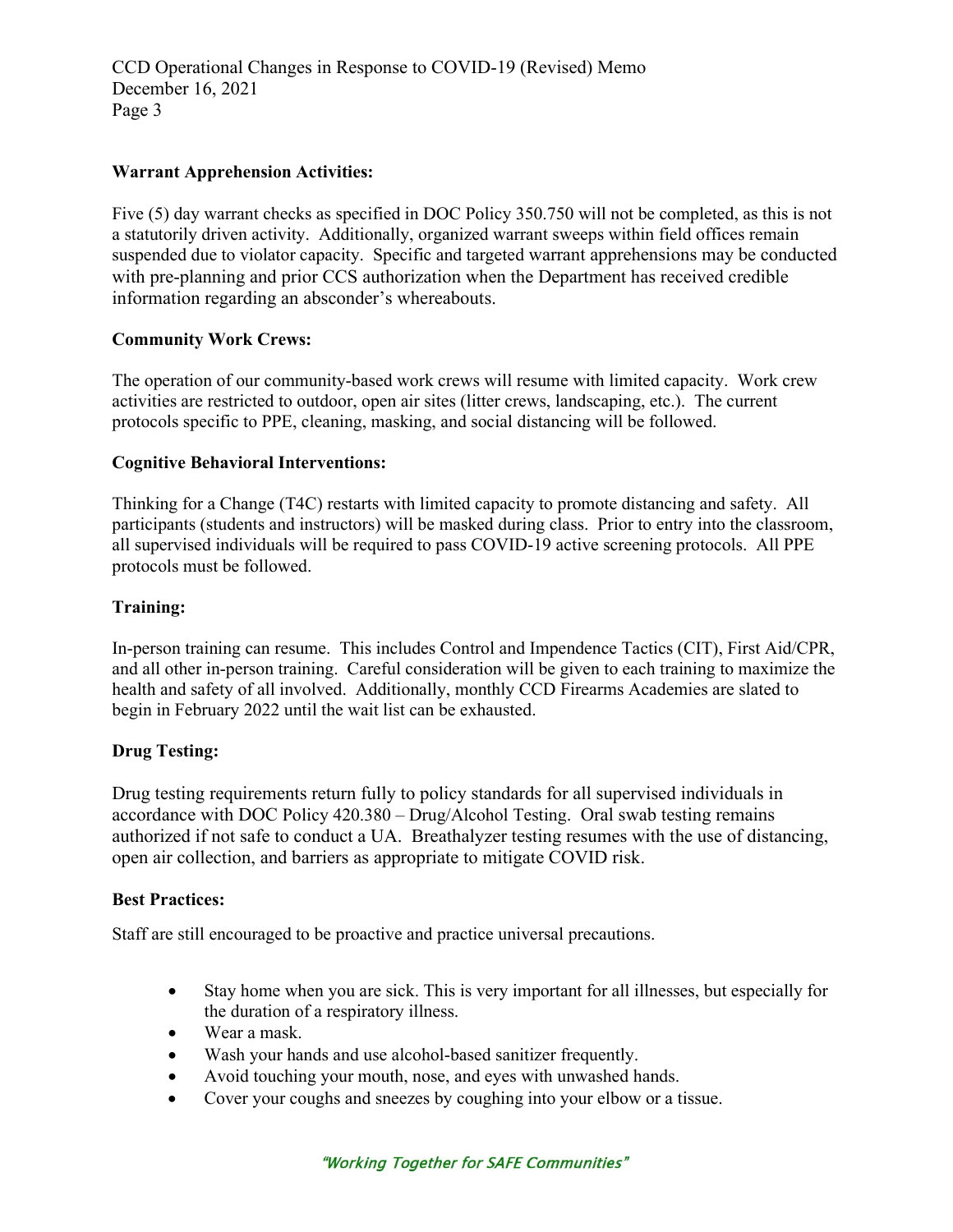**Warrant Apprehension Activities:**

Five (5) day warrant checks as specified in DOC Policy 350.750 will not be completed, as this is not a statutorily driven activity. Additionally, organized warrant sweeps within field offices remain suspended due to violator capacity. Specific and targeted warrant apprehensions may be conducted with pre-planning and prior CCS authorization when the Department has received credible information regarding an absconder's whereabouts.

**Community Work Crews:**

The operation of our community-based work crews will resume with limited capacity. Work crew activities are restricted to outdoor, open air sites (litter crews, landscaping, etc.). The current protocols specific to PPE, cleaning, masking, and social distancing will be followed.

**Cognitive Behavioral Interventions:**

Thinking for a Change (T4C) restarts with limited capacity to promote distancing and safety. All participants (students and instructors) will be masked during class. Prior to entry into the classroom, all supervised individuals will be required to pass COVID-19 active screening protocols. All PPE protocols must be followed.

**Training:**

In-person training can resume. This includes Control and Impendence Tactics (CIT), First Aid/CPR, and all other in-person training. Careful consideration will be given to each training to maximize the health and safety of all involved. Additionally, monthly CCD Firearms Academies are slated to begin in February 2022 until the wait list can be exhausted.

**Drug Testing:**

Drug testing requirements return fully to policy standards for all supervised individuals in accordance with DOC Policy 420.380 – Drug/Alcohol Testing. Oral swab testing remains authorized if not safe to conduct a UA. Breathalyzer testing resumes with the use of distancing, open air collection, and barriers as appropriate to mitigate COVID risk.

**Best Practices:**

Staff are still encouraged to be proactive and practice universal precautions.

- Stay home when you are sick. This is very important for all illnesses, but especially for the duration of a respiratory illness.
- Wear a mask.
- Wash your hands and use alcohol-based sanitizer frequently.
- Avoid touching your mouth, nose, and eyes with unwashed hands.
- Cover your coughs and sneezes by coughing into your elbow or a tissue.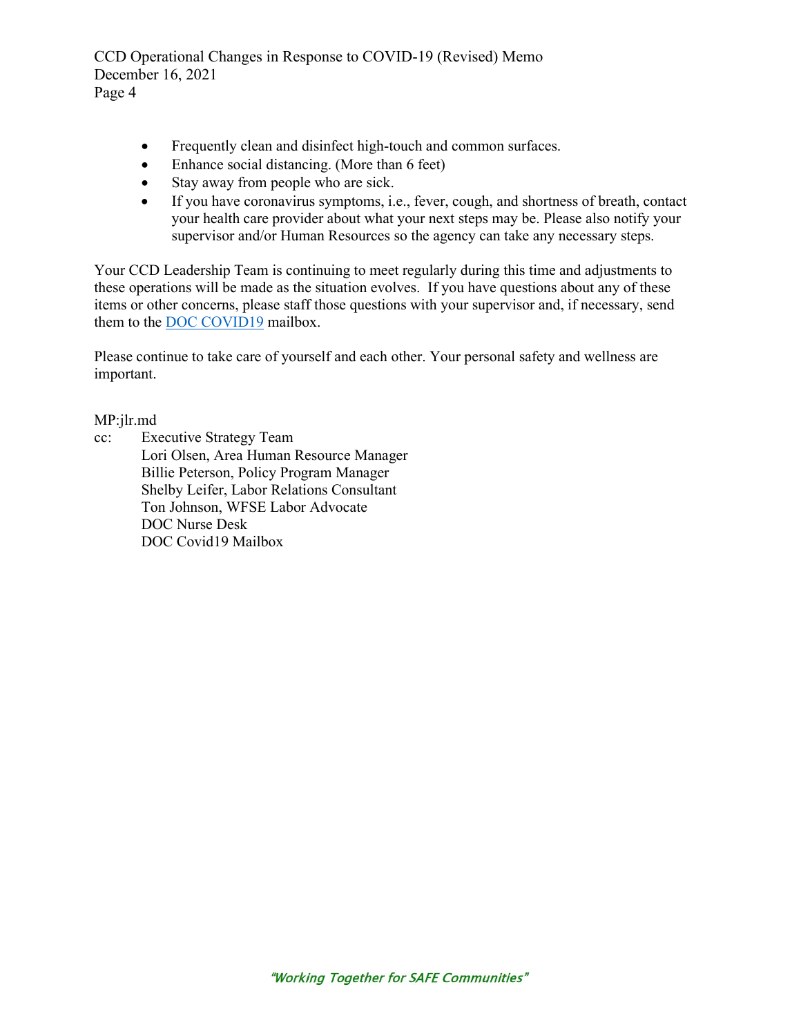- Frequently clean and disinfect high-touch and common surfaces.
- Enhance social distancing. (More than 6 feet)
- Stay away from people who are sick.
- If you have coronavirus symptoms, i.e., fever, cough, and shortness of breath, contact your health care provider about what your next steps may be. Please also notify your supervisor and/or Human Resources so the agency can take any necessary steps.

Your CCD Leadership Team is continuing to meet regularly during this time and adjustments to these operations will be made as the situation evolves. If you have questions about any of these items or other concerns, please staff those questions with your supervisor and, if necessary, send them to the DOC COVID19 mailbox.

Please continue to take care of yourself and each other. Your personal safety and wellness are important.

MP:jlr.md

cc: Executive Strategy Team
Lori Olsen, Area Human Resource Manager
Billie Peterson, Policy Program Manager
Shelby Leifer, Labor Relations Consultant
Ton Johnson, WFSE Labor Advocate
DOC Nurse Desk
DOC Covid19 Mailbox